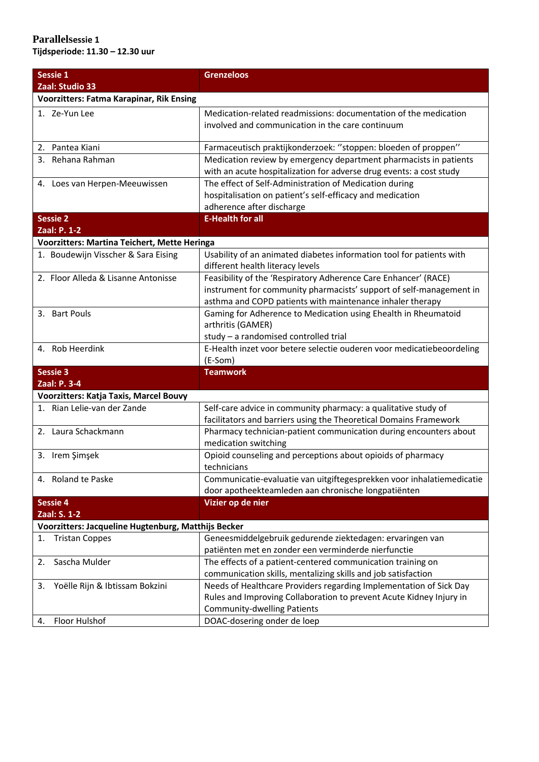## Parallelsessie 1
**Tijdsperiode: 11.30 – 12.30 uur**

| **Sessie 1**<br>**Zaal: Studio 33** | **Grenzeloos** |
|---|---|
| **Voorzitters: Fatma Karapinar, Rik Ensing** | |
| 1. Ze-Yun Lee | Medication-related readmissions: documentation of the medication involved and communication in the care continuum |
| 2. Pantea Kiani | Farmaceutisch praktijkonderzoek: ''stoppen: bloeden of proppen'' |
| 3. Rehana Rahman | Medication review by emergency department pharmacists in patients with an acute hospitalization for adverse drug events: a cost study |
| 4. Loes van Herpen-Meeuwissen | The effect of Self-Administration of Medication during hospitalisation on patient's self-efficacy and medication adherence after discharge |
| **Sessie 2**<br>**Zaal: P. 1-2** | **E-Health for all** |
| **Voorzitters: Martina Teichert, Mette Heringa** | |
| 1. Boudewijn Visscher & Sara Eising | Usability of an animated diabetes information tool for patients with different health literacy levels |
| 2. Floor Alleda & Lisanne Antonisse | Feasibility of the 'Respiratory Adherence Care Enhancer' (RACE) instrument for community pharmacists' support of self-management in asthma and COPD patients with maintenance inhaler therapy |
| 3. Bart Pouls | Gaming for Adherence to Medication using Ehealth in Rheumatoid arthritis (GAMER) study – a randomised controlled trial |
| 4. Rob Heerdink | E-Health inzet voor betere selectie ouderen voor medicatiebeoordeling (E-Som) |
| **Sessie 3**<br>**Zaal: P. 3-4** | **Teamwork** |
| **Voorzitters: Katja Taxis, Marcel Bouvy** | |
| 1. Rian Lelie-van der Zande | Self-care advice in community pharmacy: a qualitative study of facilitators and barriers using the Theoretical Domains Framework |
| 2. Laura Schackmann | Pharmacy technician-patient communication during encounters about medication switching |
| 3. Irem Şimşek | Opioid counseling and perceptions about opioids of pharmacy technicians |
| 4. Roland te Paske | Communicatie-evaluatie van uitgiftegesprekken voor inhalatiemedicatie door apotheekteamleden aan chronische longpatiënten |
| **Sessie 4**<br>**Zaal: S. 1-2** | **Vizier op de nier** |
| **Voorzitters: Jacqueline Hugtenburg, Matthijs Becker** | |
| 1. Tristan Coppes | Geneesmiddelgebruik gedurende ziektedagen: ervaringen van patiënten met en zonder een verminderde nierfunctie |
| 2. Sascha Mulder | The effects of a patient-centered communication training on communication skills, mentalizing skills and job satisfaction |
| 3. Yoëlle Rijn & Ibtissam Bokzini | Needs of Healthcare Providers regarding Implementation of Sick Day Rules and Improving Collaboration to prevent Acute Kidney Injury in Community-dwelling Patients |
| 4. Floor Hulshof | DOAC-dosering onder de loep |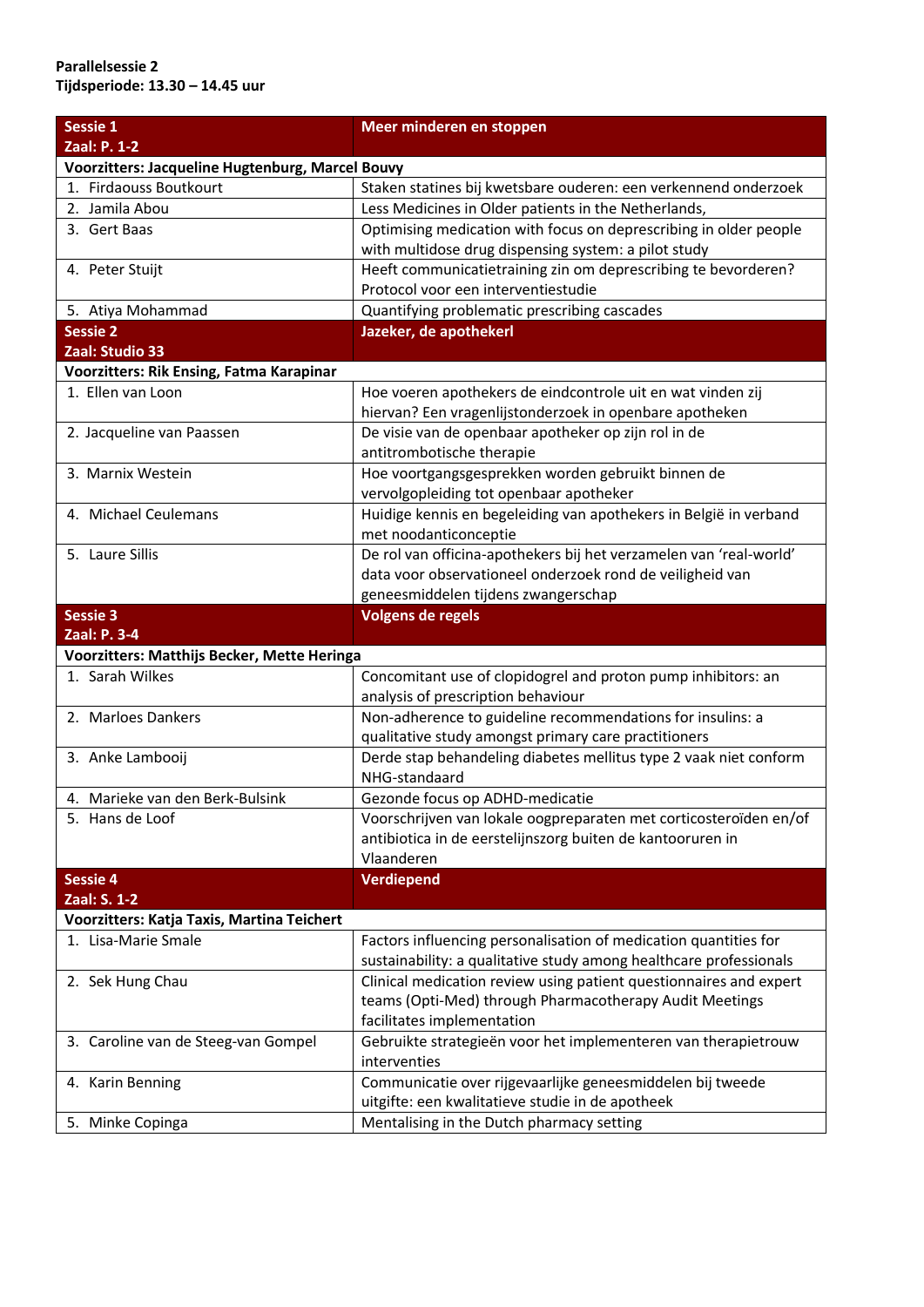**Parallelsessie 2**
**Tijdsperiode: 13.30 – 14.45 uur**

| **Sessie 1**<br>**Zaal: P. 1-2** | **Meer minderen en stoppen** |
|---|---|
| **Voorzitters: Jacqueline Hugtenburg, Marcel Bouvy** | |
| 1. Firdaouss Boutkourt | Staken statines bij kwetsbare ouderen: een verkennend onderzoek |
| 2. Jamila Abou | Less Medicines in Older patients in the Netherlands, |
| 3. Gert Baas | Optimising medication with focus on deprescribing in older people with multidose drug dispensing system: a pilot study |
| 4. Peter Stuijt | Heeft communicatietraining zin om deprescribing te bevorderen? Protocol voor een interventiestudie |
| 5. Atiya Mohammad | Quantifying problematic prescribing cascades |
| **Sessie 2**<br>**Zaal: Studio 33** | **Jazeker, de apotheker!** |
| **Voorzitters: Rik Ensing, Fatma Karapinar** | |
| 1. Ellen van Loon | Hoe voeren apothekers de eindcontrole uit en wat vinden zij hiervan? Een vragenlijstonderzoek in openbare apotheken |
| 2. Jacqueline van Paassen | De visie van de openbaar apotheker op zijn rol in de antitrombotische therapie |
| 3. Marnix Westein | Hoe voortgangsgesprekken worden gebruikt binnen de vervolgopleiding tot openbaar apotheker |
| 4. Michael Ceulemans | Huidige kennis en begeleiding van apothekers in België in verband met noodanticonceptie |
| 5. Laure Sillis | De rol van officina-apothekers bij het verzamelen van 'real-world' data voor observationeel onderzoek rond de veiligheid van geneesmiddelen tijdens zwangerschap |
| **Sessie 3**<br>**Zaal: P. 3-4** | **Volgens de regels** |
| **Voorzitters: Matthijs Becker, Mette Heringa** | |
| 1. Sarah Wilkes | Concomitant use of clopidogrel and proton pump inhibitors: an analysis of prescription behaviour |
| 2. Marloes Dankers | Non-adherence to guideline recommendations for insulins: a qualitative study amongst primary care practitioners |
| 3. Anke Lambooij | Derde stap behandeling diabetes mellitus type 2 vaak niet conform NHG-standaard |
| 4. Marieke van den Berk-Bulsink | Gezonde focus op ADHD-medicatie |
| 5. Hans de Loof | Voorschrijven van lokale oogpreparaten met corticosteroïden en/of antibiotica in de eerstelijnszorg buiten de kantooruren in Vlaanderen |
| **Sessie 4**<br>**Zaal: S. 1-2** | **Verdiepend** |
| **Voorzitters: Katja Taxis, Martina Teichert** | |
| 1. Lisa-Marie Smale | Factors influencing personalisation of medication quantities for sustainability: a qualitative study among healthcare professionals |
| 2. Sek Hung Chau | Clinical medication review using patient questionnaires and expert teams (Opti-Med) through Pharmacotherapy Audit Meetings facilitates implementation |
| 3. Caroline van de Steeg-van Gompel | Gebruikte strategieën voor het implementeren van therapietrouw interventies |
| 4. Karin Benning | Communicatie over rijgevaarlijke geneesmiddelen bij tweede uitgifte: een kwalitatieve studie in de apotheek |
| 5. Minke Copinga | Mentalising in the Dutch pharmacy setting |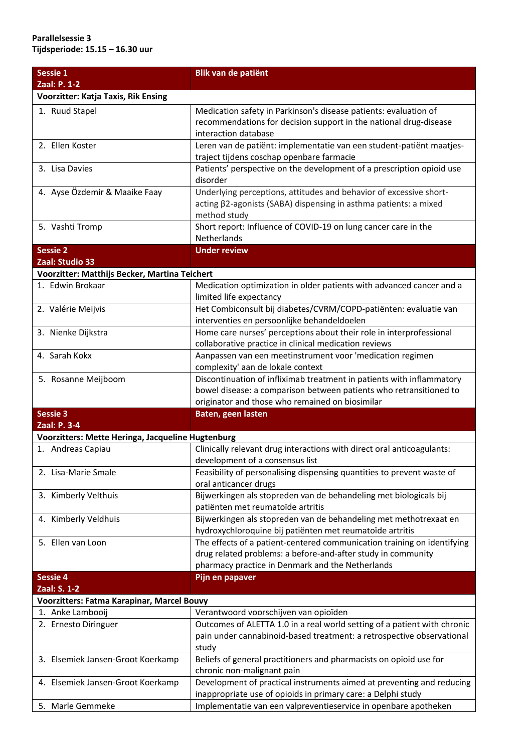**Parallelsessie 3**
**Tijdsperiode: 15.15 – 16.30 uur**

| | |
|---|---|
| **Sessie 1**<br>**Zaal: P. 1-2** | **Blik van de patiënt** |
| **Voorzitter: Katja Taxis, Rik Ensing** | |
| 1. Ruud Stapel | Medication safety in Parkinson's disease patients: evaluation of recommendations for decision support in the national drug-disease interaction database |
| 2. Ellen Koster | Leren van de patiënt: implementatie van een student-patiënt maatjes-traject tijdens coschap openbare farmacie |
| 3. Lisa Davies | Patients' perspective on the development of a prescription opioid use disorder |
| 4. Ayse Özdemir & Maaike Faay | Underlying perceptions, attitudes and behavior of excessive short-acting β2-agonists (SABA) dispensing in asthma patients: a mixed method study |
| 5. Vashti Tromp | Short report: Influence of COVID-19 on lung cancer care in the Netherlands |
| **Sessie 2**<br>**Zaal: Studio 33** | **Under review** |
| **Voorzitter: Matthijs Becker, Martina Teichert** | |
| 1. Edwin Brokaar | Medication optimization in older patients with advanced cancer and a limited life expectancy |
| 2. Valérie Meijvis | Het Combiconsult bij diabetes/CVRM/COPD-patiënten: evaluatie van interventies en persoonlijke behandeldoelen |
| 3. Nienke Dijkstra | Home care nurses' perceptions about their role in interprofessional collaborative practice in clinical medication reviews |
| 4. Sarah Kokx | Aanpassen van een meetinstrument voor 'medication regimen complexity' aan de lokale context |
| 5. Rosanne Meijboom | Discontinuation of infliximab treatment in patients with inflammatory bowel disease: a comparison between patients who retransitioned to originator and those who remained on biosimilar |
| **Sessie 3**<br>**Zaal: P. 3-4** | **Baten, geen lasten** |
| **Voorzitters: Mette Heringa, Jacqueline Hugtenburg** | |
| 1. Andreas Capiau | Clinically relevant drug interactions with direct oral anticoagulants: development of a consensus list |
| 2. Lisa-Marie Smale | Feasibility of personalising dispensing quantities to prevent waste of oral anticancer drugs |
| 3. Kimberly Velthuis | Bijwerkingen als stopreden van de behandeling met biologicals bij patiënten met reumatoïde artritis |
| 4. Kimberly Veldhuis | Bijwerkingen als stopreden van de behandeling met methotrexaat en hydroxychloroquine bij patiënten met reumatoïde artritis |
| 5. Ellen van Loon | The effects of a patient-centered communication training on identifying drug related problems: a before-and-after study in community pharmacy practice in Denmark and the Netherlands |
| **Sessie 4**<br>**Zaal: S. 1-2** | **Pijn en papaver** |
| **Voorzitters: Fatma Karapinar, Marcel Bouvy** | |
| 1. Anke Lambooij | Verantwoord voorschijven van opioïden |
| 2. Ernesto Diringuer | Outcomes of ALETTA 1.0 in a real world setting of a patient with chronic pain under cannabinoid-based treatment: a retrospective observational study |
| 3. Elsemiek Jansen-Groot Koerkamp | Beliefs of general practitioners and pharmacists on opioid use for chronic non-malignant pain |
| 4. Elsemiek Jansen-Groot Koerkamp | Development of practical instruments aimed at preventing and reducing inappropriate use of opioids in primary care: a Delphi study |
| 5. Marle Gemmeke | Implementatie van een valpreventieservice in openbare apotheken |